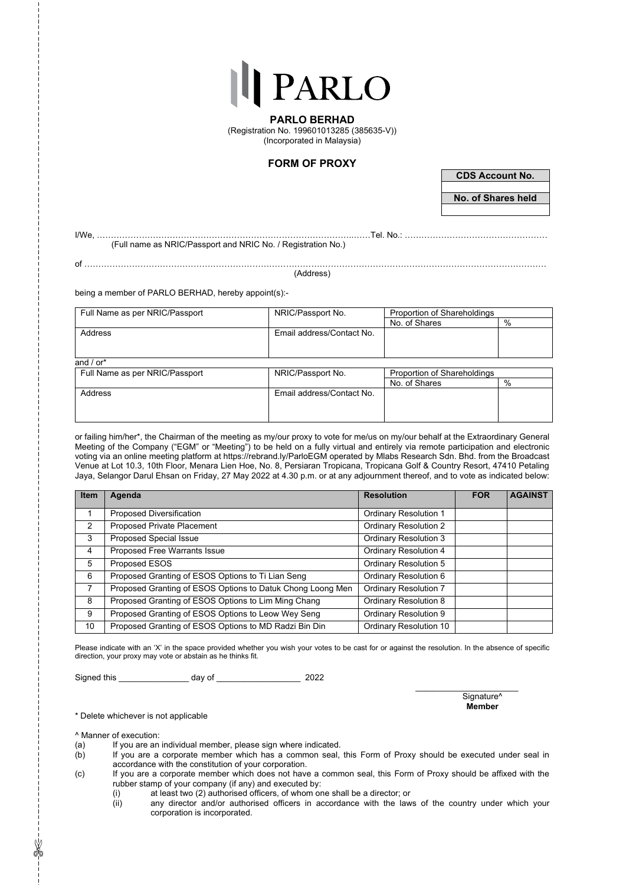# PARLO

**PARLO BERHAD**
(Registration No. 199601013285 (385635-V))
(Incorporated in Malaysia)

## FORM OF PROXY

| CDS Account No. |
|---|
| |
| **No. of Shares held** |
| |

I/We, ……………………………………………………………………………………Tel. No.: ……………………………………………
(Full name as NRIC/Passport and NRIC No. / Registration No.)

of ……………………………………………………………………………………………………………………………………………
(Address)

being a member of PARLO BERHAD, hereby appoint(s):-

| Full Name as per NRIC/Passport | NRIC/Passport No. | Proportion of Shareholdings | |
|---|---|---|---|
| | | No. of Shares | % |
| Address | Email address/Contact No. | | |

and / or*

| Full Name as per NRIC/Passport | NRIC/Passport No. | Proportion of Shareholdings | |
|---|---|---|---|
| | | No. of Shares | % |
| Address | Email address/Contact No. | | |

or failing him/her*, the Chairman of the meeting as my/our proxy to vote for me/us on my/our behalf at the Extraordinary General Meeting of the Company ("EGM" or "Meeting") to be held on a fully virtual and entirely via remote participation and electronic voting via an online meeting platform at https://rebrand.ly/ParloEGM operated by Mlabs Research Sdn. Bhd. from the Broadcast Venue at Lot 10.3, 10th Floor, Menara Lien Hoe, No. 8, Persiaran Tropicana, Tropicana Golf & Country Resort, 47410 Petaling Jaya, Selangor Darul Ehsan on Friday, 27 May 2022 at 4.30 p.m. or at any adjournment thereof, and to vote as indicated below:

| Item | Agenda | Resolution | FOR | AGAINST |
|---|---|---|---|---|
| 1 | Proposed Diversification | Ordinary Resolution 1 | | |
| 2 | Proposed Private Placement | Ordinary Resolution 2 | | |
| 3 | Proposed Special Issue | Ordinary Resolution 3 | | |
| 4 | Proposed Free Warrants Issue | Ordinary Resolution 4 | | |
| 5 | Proposed ESOS | Ordinary Resolution 5 | | |
| 6 | Proposed Granting of ESOS Options to Ti Lian Seng | Ordinary Resolution 6 | | |
| 7 | Proposed Granting of ESOS Options to Datuk Chong Loong Men | Ordinary Resolution 7 | | |
| 8 | Proposed Granting of ESOS Options to Lim Ming Chang | Ordinary Resolution 8 | | |
| 9 | Proposed Granting of ESOS Options to Leow Wey Seng | Ordinary Resolution 9 | | |
| 10 | Proposed Granting of ESOS Options to MD Radzi Bin Din | Ordinary Resolution 10 | | |

Please indicate with an 'X' in the space provided whether you wish your votes to be cast for or against the resolution. In the absence of specific direction, your proxy may vote or abstain as he thinks fit.

Signed this _______________ day of __________________ 2022

______________________
Signature^
**Member**

\* Delete whichever is not applicable

^ Manner of execution:

(a) If you are an individual member, please sign where indicated.

(b) If you are a corporate member which has a common seal, this Form of Proxy should be executed under seal in accordance with the constitution of your corporation.

(c) If you are a corporate member which does not have a common seal, this Form of Proxy should be affixed with the rubber stamp of your company (if any) and executed by:

  (i) at least two (2) authorised officers, of whom one shall be a director; or

  (ii) any director and/or authorised officers in accordance with the laws of the country under which your corporation is incorporated.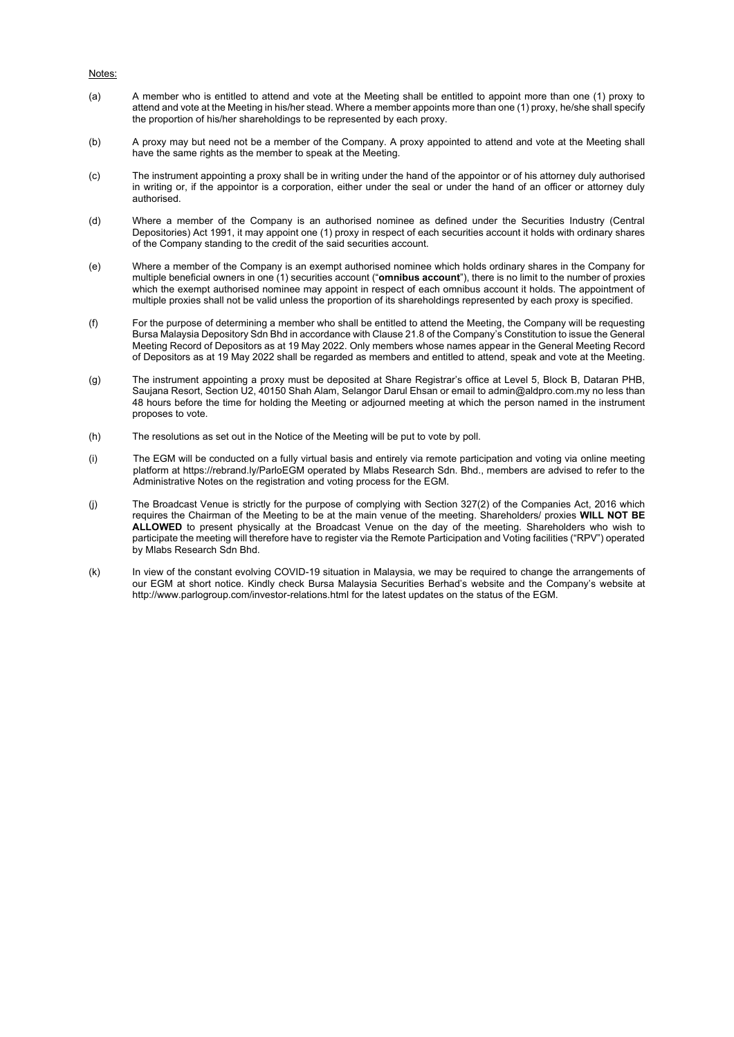<u>Notes:</u>

(a) A member who is entitled to attend and vote at the Meeting shall be entitled to appoint more than one (1) proxy to attend and vote at the Meeting in his/her stead. Where a member appoints more than one (1) proxy, he/she shall specify the proportion of his/her shareholdings to be represented by each proxy.

(b) A proxy may but need not be a member of the Company. A proxy appointed to attend and vote at the Meeting shall have the same rights as the member to speak at the Meeting.

(c) The instrument appointing a proxy shall be in writing under the hand of the appointor or of his attorney duly authorised in writing or, if the appointor is a corporation, either under the seal or under the hand of an officer or attorney duly authorised.

(d) Where a member of the Company is an authorised nominee as defined under the Securities Industry (Central Depositories) Act 1991, it may appoint one (1) proxy in respect of each securities account it holds with ordinary shares of the Company standing to the credit of the said securities account.

(e) Where a member of the Company is an exempt authorised nominee which holds ordinary shares in the Company for multiple beneficial owners in one (1) securities account ("**omnibus account**"), there is no limit to the number of proxies which the exempt authorised nominee may appoint in respect of each omnibus account it holds. The appointment of multiple proxies shall not be valid unless the proportion of its shareholdings represented by each proxy is specified.

(f) For the purpose of determining a member who shall be entitled to attend the Meeting, the Company will be requesting Bursa Malaysia Depository Sdn Bhd in accordance with Clause 21.8 of the Company's Constitution to issue the General Meeting Record of Depositors as at 19 May 2022. Only members whose names appear in the General Meeting Record of Depositors as at 19 May 2022 shall be regarded as members and entitled to attend, speak and vote at the Meeting.

(g) The instrument appointing a proxy must be deposited at Share Registrar's office at Level 5, Block B, Dataran PHB, Saujana Resort, Section U2, 40150 Shah Alam, Selangor Darul Ehsan or email to admin@aldpro.com.my no less than 48 hours before the time for holding the Meeting or adjourned meeting at which the person named in the instrument proposes to vote.

(h) The resolutions as set out in the Notice of the Meeting will be put to vote by poll.

(i) The EGM will be conducted on a fully virtual basis and entirely via remote participation and voting via online meeting platform at https://rebrand.ly/ParloEGM operated by Mlabs Research Sdn. Bhd., members are advised to refer to the Administrative Notes on the registration and voting process for the EGM.

(j) The Broadcast Venue is strictly for the purpose of complying with Section 327(2) of the Companies Act, 2016 which requires the Chairman of the Meeting to be at the main venue of the meeting. Shareholders/ proxies **WILL NOT BE ALLOWED** to present physically at the Broadcast Venue on the day of the meeting. Shareholders who wish to participate the meeting will therefore have to register via the Remote Participation and Voting facilities ("RPV") operated by Mlabs Research Sdn Bhd.

(k) In view of the constant evolving COVID-19 situation in Malaysia, we may be required to change the arrangements of our EGM at short notice. Kindly check Bursa Malaysia Securities Berhad's website and the Company's website at http://www.parlogroup.com/investor-relations.html for the latest updates on the status of the EGM.